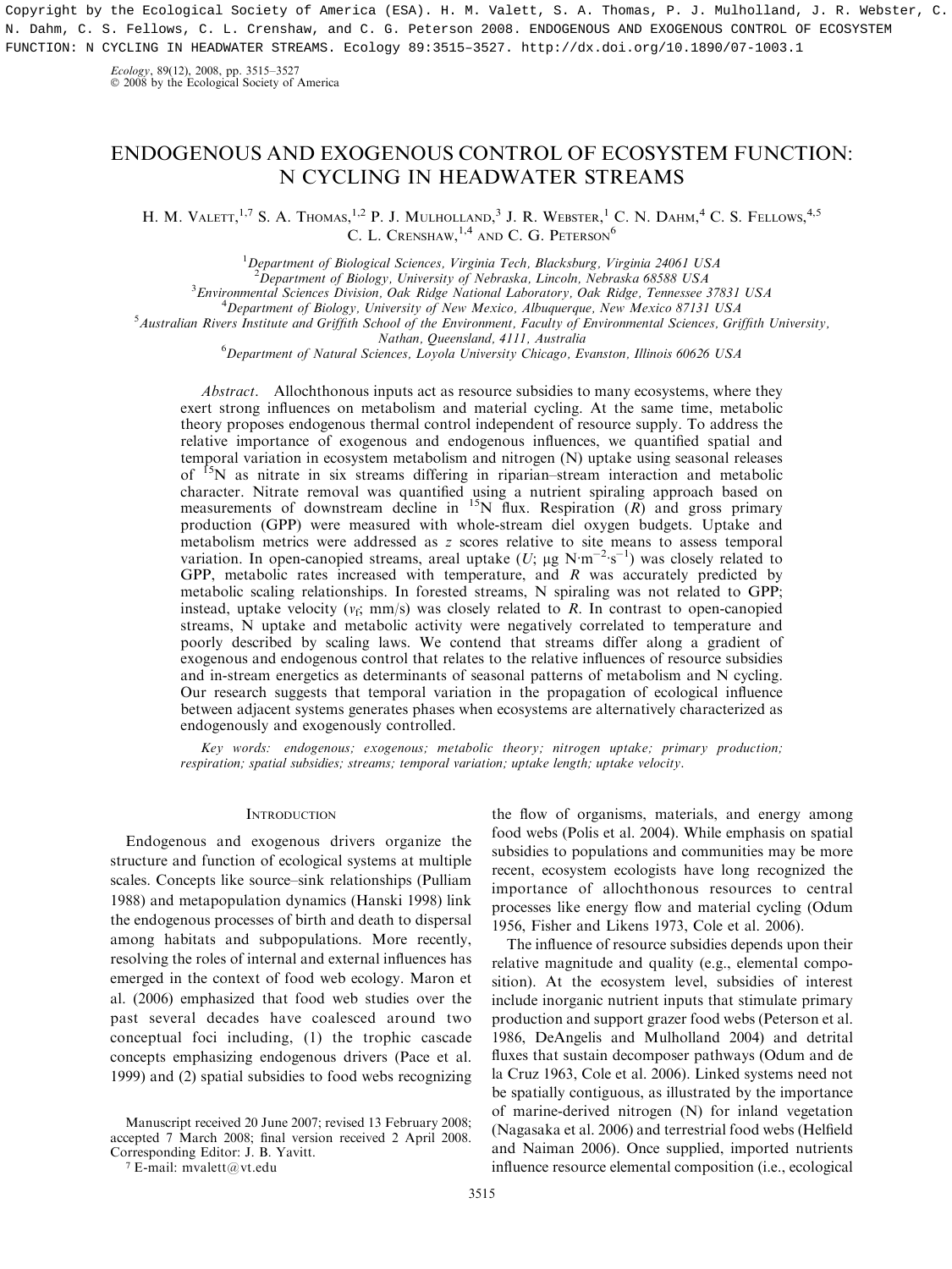Copyright by the Ecological Society of America (ESA). H. M. Valett, S. A. Thomas, P. J. Mulholland, J. R. Webster, C. N. Dahm, C. S. Fellows, C. L. Crenshaw, and C. G. Peterson 2008. ENDOGENOUS AND EXOGENOUS CONTROL OF ECOSYSTEM FUNCTION: N CYCLING IN HEADWATER STREAMS. Ecology 89:3515–3527. http://dx.doi.org/10.1890/07-1003.1

*Ecology*, 89(12), 2008, pp. 3515–3527
© 2008 by the Ecological Society of America

# ENDOGENOUS AND EXOGENOUS CONTROL OF ECOSYSTEM FUNCTION: N CYCLING IN HEADWATER STREAMS

H. M. Valett,[1,7] S. A. Thomas,[1,2] P. J. Mulholland,[3] J. R. Webster,[1] C. N. Dahm,[4] C. S. Fellows,[4,5] C. L. Crenshaw,[1,4] and C. G. Peterson[6]

[1]Department of Biological Sciences, Virginia Tech, Blacksburg, Virginia 24061 USA
[2]Department of Biology, University of Nebraska, Lincoln, Nebraska 68588 USA
[3]Environmental Sciences Division, Oak Ridge National Laboratory, Oak Ridge, Tennessee 37831 USA
[4]Department of Biology, University of New Mexico, Albuquerque, New Mexico 87131 USA
[5]Australian Rivers Institute and Griffith School of the Environment, Faculty of Environmental Sciences, Griffith University, Nathan, Queensland, 4111, Australia
[6]Department of Natural Sciences, Loyola University Chicago, Evanston, Illinois 60626 USA

*Abstract*. Allochthonous inputs act as resource subsidies to many ecosystems, where they exert strong influences on metabolism and material cycling. At the same time, metabolic theory proposes endogenous thermal control independent of resource supply. To address the relative importance of exogenous and endogenous influences, we quantified spatial and temporal variation in ecosystem metabolism and nitrogen (N) uptake using seasonal releases of $^{15}N$ as nitrate in six streams differing in riparian–stream interaction and metabolic character. Nitrate removal was quantified using a nutrient spiraling approach based on measurements of downstream decline in $^{15}N$ flux. Respiration ($R$) and gross primary production (GPP) were measured with whole-stream diel oxygen budgets. Uptake and metabolism metrics were addressed as $z$ scores relative to site means to assess temporal variation. In open-canopied streams, areal uptake ($U$; $\mu g\ N \cdot m^{-2} \cdot s^{-1}$) was closely related to GPP, metabolic rates increased with temperature, and $R$ was accurately predicted by metabolic scaling relationships. In forested streams, N spiraling was not related to GPP; instead, uptake velocity ($v_f$; mm/s) was closely related to $R$. In contrast to open-canopied streams, N uptake and metabolic activity were negatively correlated to temperature and poorly described by scaling laws. We contend that streams differ along a gradient of exogenous and endogenous control that relates to the relative influences of resource subsidies and in-stream energetics as determinants of seasonal patterns of metabolism and N cycling. Our research suggests that temporal variation in the propagation of ecological influence between adjacent systems generates phases when ecosystems are alternatively characterized as endogenously and exogenously controlled.

*Key words: endogenous; exogenous; metabolic theory; nitrogen uptake; primary production; respiration; spatial subsidies; streams; temporal variation; uptake length; uptake velocity.*

## Introduction

Endogenous and exogenous drivers organize the structure and function of ecological systems at multiple scales. Concepts like source–sink relationships (Pulliam 1988) and metapopulation dynamics (Hanski 1998) link the endogenous processes of birth and death to dispersal among habitats and subpopulations. More recently, resolving the roles of internal and external influences has emerged in the context of food web ecology. Maron et al. (2006) emphasized that food web studies over the past several decades have coalesced around two conceptual foci including, (1) the trophic cascade concepts emphasizing endogenous drivers (Pace et al. 1999) and (2) spatial subsidies to food webs recognizing the flow of organisms, materials, and energy among food webs (Polis et al. 2004). While emphasis on spatial subsidies to populations and communities may be more recent, ecosystem ecologists have long recognized the importance of allochthonous resources to central processes like energy flow and material cycling (Odum 1956, Fisher and Likens 1973, Cole et al. 2006).

The influence of resource subsidies depends upon their relative magnitude and quality (e.g., elemental composition). At the ecosystem level, subsidies of interest include inorganic nutrient inputs that stimulate primary production and support grazer food webs (Peterson et al. 1986, DeAngelis and Mulholland 2004) and detrital fluxes that sustain decomposer pathways (Odum and de la Cruz 1963, Cole et al. 2006). Linked systems need not be spatially contiguous, as illustrated by the importance of marine-derived nitrogen (N) for inland vegetation (Nagasaka et al. 2006) and terrestrial food webs (Helfield and Naiman 2006). Once supplied, imported nutrients influence resource elemental composition (i.e., ecological

Manuscript received 20 June 2007; revised 13 February 2008; accepted 7 March 2008; final version received 2 April 2008. Corresponding Editor: J. B. Yavitt.

[7] E-mail: mvalett@vt.edu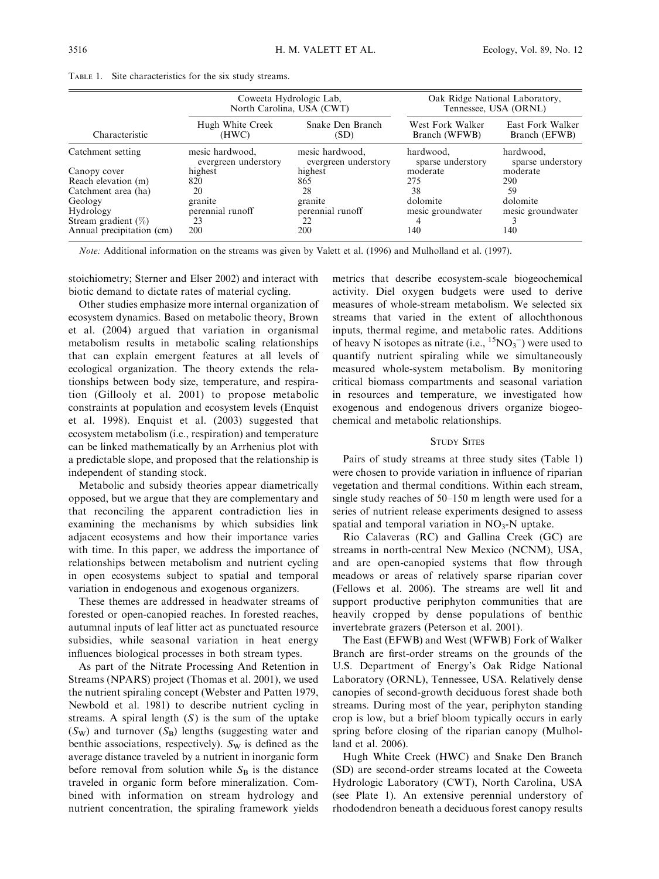Table 1. Site characteristics for the six study streams.

| Characteristic | Coweeta Hydrologic Lab, North Carolina, USA (CWT) | | Oak Ridge National Laboratory, Tennessee, USA (ORNL) | |
|---|---|---|---|---|
| | Hugh White Creek (HWC) | Snake Den Branch (SD) | West Fork Walker Branch (WFWB) | East Fork Walker Branch (EFWB) |
| Catchment setting | mesic hardwood, evergreen understory | mesic hardwood, evergreen understory | hardwood, sparse understory | hardwood, sparse understory |
| Canopy cover | highest | highest | moderate | moderate |
| Reach elevation (m) | 820 | 865 | 275 | 290 |
| Catchment area (ha) | 20 | 28 | 38 | 59 |
| Geology | granite | granite | dolomite | dolomite |
| Hydrology | perennial runoff | perennial runoff | mesic groundwater | mesic groundwater |
| Stream gradient (%) | 23 | 22 | 4 | 3 |
| Annual precipitation (cm) | 200 | 200 | 140 | 140 |

*Note:* Additional information on the streams was given by Valett et al. (1996) and Mulholland et al. (1997).

stoichiometry; Sterner and Elser 2002) and interact with biotic demand to dictate rates of material cycling.

Other studies emphasize more internal organization of ecosystem dynamics. Based on metabolic theory, Brown et al. (2004) argued that variation in organismal metabolism results in metabolic scaling relationships that can explain emergent features at all levels of ecological organization. The theory extends the relationships between body size, temperature, and respiration (Gillooly et al. 2001) to propose metabolic constraints at population and ecosystem levels (Enquist et al. 1998). Enquist et al. (2003) suggested that ecosystem metabolism (i.e., respiration) and temperature can be linked mathematically by an Arrhenius plot with a predictable slope, and proposed that the relationship is independent of standing stock.

Metabolic and subsidy theories appear diametrically opposed, but we argue that they are complementary and that reconciling the apparent contradiction lies in examining the mechanisms by which subsidies link adjacent ecosystems and how their importance varies with time. In this paper, we address the importance of relationships between metabolism and nutrient cycling in open ecosystems subject to spatial and temporal variation in endogenous and exogenous organizers.

These themes are addressed in headwater streams of forested or open-canopied reaches. In forested reaches, autumnal inputs of leaf litter act as punctuated resource subsidies, while seasonal variation in heat energy influences biological processes in both stream types.

As part of the Nitrate Processing And Retention in Streams (NPARS) project (Thomas et al. 2001), we used the nutrient spiraling concept (Webster and Patten 1979, Newbold et al. 1981) to describe nutrient cycling in streams. A spiral length ($S$) is the sum of the uptake ($S_W$) and turnover ($S_B$) lengths (suggesting water and benthic associations, respectively). $S_W$ is defined as the average distance traveled by a nutrient in inorganic form before removal from solution while $S_B$ is the distance traveled in organic form before mineralization. Combined with information on stream hydrology and nutrient concentration, the spiraling framework yields metrics that describe ecosystem-scale biogeochemical activity. Diel oxygen budgets were used to derive measures of whole-stream metabolism. We selected six streams that varied in the extent of allochthonous inputs, thermal regime, and metabolic rates. Additions of heavy N isotopes as nitrate (i.e., $^{15}NO_3^-$) were used to quantify nutrient spiraling while we simultaneously measured whole-system metabolism. By monitoring critical biomass compartments and seasonal variation in resources and temperature, we investigated how exogenous and endogenous drivers organize biogeochemical and metabolic relationships.

## Study Sites

Pairs of study streams at three study sites (Table 1) were chosen to provide variation in influence of riparian vegetation and thermal conditions. Within each stream, single study reaches of 50–150 m length were used for a series of nutrient release experiments designed to assess spatial and temporal variation in $NO_3$-N uptake.

Rio Calaveras (RC) and Gallina Creek (GC) are streams in north-central New Mexico (NCNM), USA, and are open-canopied systems that flow through meadows or areas of relatively sparse riparian cover (Fellows et al. 2006). The streams are well lit and support productive periphyton communities that are heavily cropped by dense populations of benthic invertebrate grazers (Peterson et al. 2001).

The East (EFWB) and West (WFWB) Fork of Walker Branch are first-order streams on the grounds of the U.S. Department of Energy's Oak Ridge National Laboratory (ORNL), Tennessee, USA. Relatively dense canopies of second-growth deciduous forest shade both streams. During most of the year, periphyton standing crop is low, but a brief bloom typically occurs in early spring before closing of the riparian canopy (Mulholland et al. 2006).

Hugh White Creek (HWC) and Snake Den Branch (SD) are second-order streams located at the Coweeta Hydrologic Laboratory (CWT), North Carolina, USA (see Plate 1). An extensive perennial understory of rhododendron beneath a deciduous forest canopy results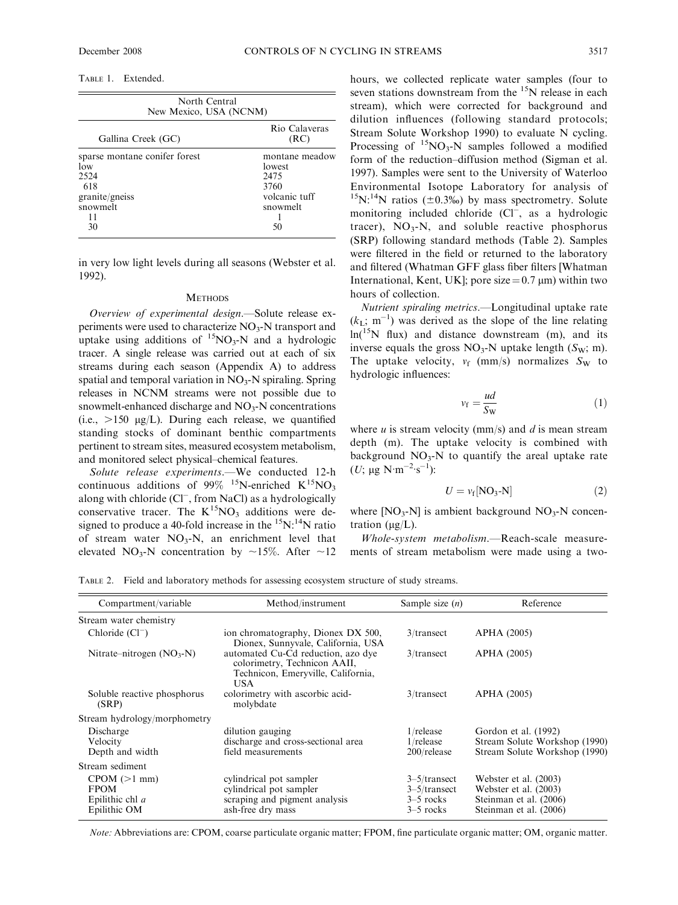TABLE 1. Extended.

| North Central New Mexico, USA (NCNM) | |
|---|---|
| Gallina Creek (GC) | Rio Calaveras (RC) |
| sparse montane conifer forest | montane meadow |
| low | lowest |
| 2524 | 2475 |
| 618 | 3760 |
| granite/gneiss | volcanic tuff |
| snowmelt | snowmelt |
| 11 | 1 |
| 30 | 50 |

in very low light levels during all seasons (Webster et al. 1992).

## METHODS

*Overview of experimental design*.—Solute release experiments were used to characterize $NO_3$-N transport and uptake using additions of $^{15}NO_3$-N and a hydrologic tracer. A single release was carried out at each of six streams during each season (Appendix A) to address spatial and temporal variation in $NO_3$-N spiraling. Spring releases in NCNM streams were not possible due to snowmelt-enhanced discharge and $NO_3$-N concentrations (i.e., >150 μg/L). During each release, we quantified standing stocks of dominant benthic compartments pertinent to stream sites, measured ecosystem metabolism, and monitored select physical–chemical features.

*Solute release experiments*.—We conducted 12-h continuous additions of 99% $^{15}N$-enriched $K^{15}NO_3$ along with chloride ($Cl^-$, from NaCl) as a hydrologically conservative tracer. The $K^{15}NO_3$ additions were designed to produce a 40-fold increase in the $^{15}N$:$^{14}N$ ratio of stream water $NO_3$-N, an enrichment level that elevated $NO_3$-N concentration by ~15%. After ~12 hours, we collected replicate water samples (four to seven stations downstream from the $^{15}N$ release in each stream), which were corrected for background and dilution influences (following standard protocols; Stream Solute Workshop 1990) to evaluate N cycling. Processing of $^{15}NO_3$-N samples followed a modified form of the reduction–diffusion method (Sigman et al. 1997). Samples were sent to the University of Waterloo Environmental Isotope Laboratory for analysis of $^{15}N$:$^{14}N$ ratios (±0.3‰) by mass spectrometry. Solute monitoring included chloride ($Cl^-$, as a hydrologic tracer), $NO_3$-N, and soluble reactive phosphorus (SRP) following standard methods (Table 2). Samples were filtered in the field or returned to the laboratory and filtered (Whatman GFF glass fiber filters [Whatman International, Kent, UK]; pore size = 0.7 μm) within two hours of collection.

*Nutrient spiraling metrics*.—Longitudinal uptake rate ($k_L$; $m^{-1}$) was derived as the slope of the line relating ln($^{15}N$ flux) and distance downstream (m), and its inverse equals the gross $NO_3$-N uptake length ($S_W$; m). The uptake velocity, $v_f$ (mm/s) normalizes $S_W$ to hydrologic influences:

$$v_f = \frac{ud}{S_W} \tag{1}$$

where $u$ is stream velocity (mm/s) and $d$ is mean stream depth (m). The uptake velocity is combined with background $NO_3$-N to quantify the areal uptake rate ($U$; μg $N \cdot m^{-2} \cdot s^{-1}$):

$$U = v_f[NO_3\text{-}N] \tag{2}$$

where [$NO_3$-N] is ambient background $NO_3$-N concentration (μg/L).

*Whole-system metabolism*.—Reach-scale measurements of stream metabolism were made using a two-

TABLE 2. Field and laboratory methods for assessing ecosystem structure of study streams.

| Compartment/variable | Method/instrument | Sample size ($n$) | Reference |
|---|---|---|---|
| Stream water chemistry | | | |
| Chloride ($Cl^-$) | ion chromatography, Dionex DX 500, Dionex, Sunnyvale, California, USA | 3/transect | APHA (2005) |
| Nitrate–nitrogen ($NO_3$-N) | automated Cu-Cd reduction, azo dye colorimetry, Technicon AAII, Technicon, Emeryville, California, USA | 3/transect | APHA (2005) |
| Soluble reactive phosphorus (SRP) | colorimetry with ascorbic acid-molybdate | 3/transect | APHA (2005) |
| Stream hydrology/morphometry | | | |
| Discharge | dilution gauging | 1/release | Gordon et al. (1992) |
| Velocity | discharge and cross-sectional area | 1/release | Stream Solute Workshop (1990) |
| Depth and width | field measurements | 200/release | Stream Solute Workshop (1990) |
| Stream sediment | | | |
| CPOM (>1 mm) | cylindrical pot sampler | 3–5/transect | Webster et al. (2003) |
| FPOM | cylindrical pot sampler | 3–5/transect | Webster et al. (2003) |
| Epilithic chl *a* | scraping and pigment analysis | 3–5 rocks | Steinman et al. (2006) |
| Epilithic OM | ash-free dry mass | 3–5 rocks | Steinman et al. (2006) |

*Note:* Abbreviations are: CPOM, coarse particulate organic matter; FPOM, fine particulate organic matter; OM, organic matter.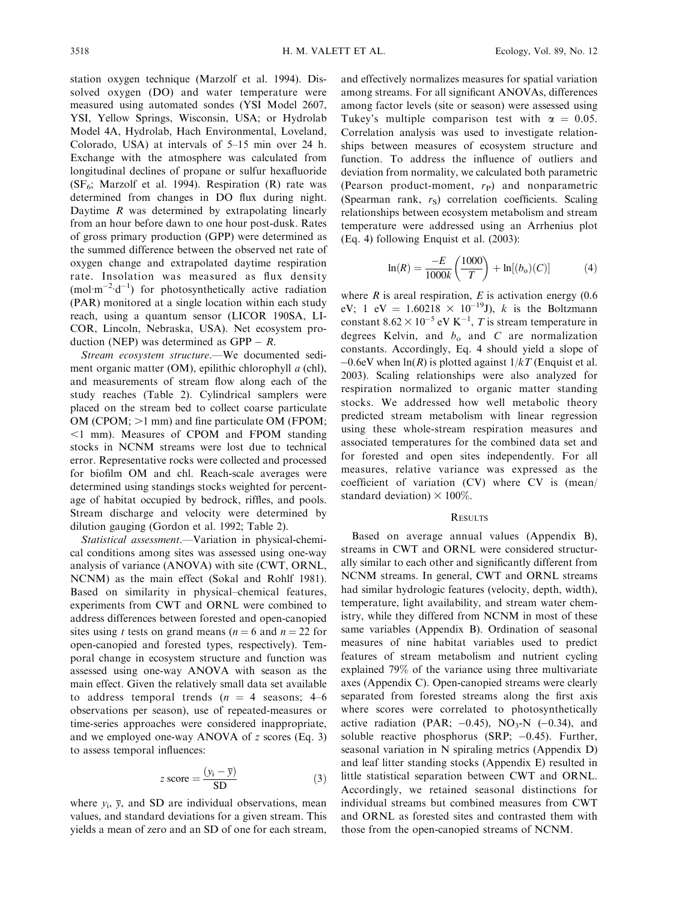station oxygen technique (Marzolf et al. 1994). Dissolved oxygen (DO) and water temperature were measured using automated sondes (YSI Model 2607, YSI, Yellow Springs, Wisconsin, USA; or Hydrolab Model 4A, Hydrolab, Hach Environmental, Loveland, Colorado, USA) at intervals of 5–15 min over 24 h. Exchange with the atmosphere was calculated from longitudinal declines of propane or sulfur hexafluoride ($SF_6$; Marzolf et al. 1994). Respiration (R) rate was determined from changes in DO flux during night. Daytime $R$ was determined by extrapolating linearly from an hour before dawn to one hour post-dusk. Rates of gross primary production (GPP) were determined as the summed difference between the observed net rate of oxygen change and extrapolated daytime respiration rate. Insolation was measured as flux density ($mol \cdot m^{-2} \cdot d^{-1}$) for photosynthetically active radiation (PAR) monitored at a single location within each study reach, using a quantum sensor (LICOR 190SA, LI-COR, Lincoln, Nebraska, USA). Net ecosystem production (NEP) was determined as GPP − $R$.

*Stream ecosystem structure*.—We documented sediment organic matter (OM), epilithic chlorophyll *a* (chl), and measurements of stream flow along each of the study reaches (Table 2). Cylindrical samplers were placed on the stream bed to collect coarse particulate OM (CPOM; >1 mm) and fine particulate OM (FPOM; <1 mm). Measures of CPOM and FPOM standing stocks in NCNM streams were lost due to technical error. Representative rocks were collected and processed for biofilm OM and chl. Reach-scale averages were determined using standings stocks weighted for percentage of habitat occupied by bedrock, riffles, and pools. Stream discharge and velocity were determined by dilution gauging (Gordon et al. 1992; Table 2).

*Statistical assessment*.—Variation in physical-chemical conditions among sites was assessed using one-way analysis of variance (ANOVA) with site (CWT, ORNL, NCNM) as the main effect (Sokal and Rohlf 1981). Based on similarity in physical–chemical features, experiments from CWT and ORNL were combined to address differences between forested and open-canopied sites using *t* tests on grand means ($n = 6$ and $n = 22$ for open-canopied and forested types, respectively). Temporal change in ecosystem structure and function was assessed using one-way ANOVA with season as the main effect. Given the relatively small data set available to address temporal trends ($n = 4$ seasons; 4–6 observations per season), use of repeated-measures or time-series approaches were considered inappropriate, and we employed one-way ANOVA of *z* scores (Eq. 3) to assess temporal influences:

$$z\ \text{score} = \frac{(y_i - \bar{y})}{\text{SD}} \tag{3}$$

where $y_i$, $\bar{y}$, and SD are individual observations, mean values, and standard deviations for a given stream. This yields a mean of zero and an SD of one for each stream, and effectively normalizes measures for spatial variation among streams. For all significant ANOVAs, differences among factor levels (site or season) were assessed using Tukey's multiple comparison test with $\alpha = 0.05$. Correlation analysis was used to investigate relationships between measures of ecosystem structure and function. To address the influence of outliers and deviation from normality, we calculated both parametric (Pearson product-moment, $r_P$) and nonparametric (Spearman rank, $r_S$) correlation coefficients. Scaling relationships between ecosystem metabolism and stream temperature were addressed using an Arrhenius plot (Eq. 4) following Enquist et al. (2003):

$$\ln(R) = \frac{-E}{1000k}\left(\frac{1000}{T}\right) + \ln[(b_o)(C)] \tag{4}$$

where $R$ is areal respiration, $E$ is activation energy (0.6 eV; 1 eV = $1.60218 \times 10^{-19}$J), $k$ is the Boltzmann constant $8.62 \times 10^{-5}$ eV $K^{-1}$, $T$ is stream temperature in degrees Kelvin, and $b_o$ and $C$ are normalization constants. Accordingly, Eq. 4 should yield a slope of −0.6eV when ln($R$) is plotted against $1/kT$ (Enquist et al. 2003). Scaling relationships were also analyzed for respiration normalized to organic matter standing stocks. We addressed how well metabolic theory predicted stream metabolism with linear regression using these whole-stream respiration measures and associated temperatures for the combined data set and for forested and open sites independently. For all measures, relative variance was expressed as the coefficient of variation (CV) where CV is (mean/standard deviation) × 100%.

## Results

Based on average annual values (Appendix B), streams in CWT and ORNL were considered structurally similar to each other and significantly different from NCNM streams. In general, CWT and ORNL streams had similar hydrologic features (velocity, depth, width), temperature, light availability, and stream water chemistry, while they differed from NCNM in most of these same variables (Appendix B). Ordination of seasonal measures of nine habitat variables used to predict features of stream metabolism and nutrient cycling explained 79% of the variance using three multivariate axes (Appendix C). Open-canopied streams were clearly separated from forested streams along the first axis where scores were correlated to photosynthetically active radiation (PAR; −0.45), $NO_3$-N (−0.34), and soluble reactive phosphorus (SRP; −0.45). Further, seasonal variation in N spiraling metrics (Appendix D) and leaf litter standing stocks (Appendix E) resulted in little statistical separation between CWT and ORNL. Accordingly, we retained seasonal distinctions for individual streams but combined measures from CWT and ORNL as forested sites and contrasted them with those from the open-canopied streams of NCNM.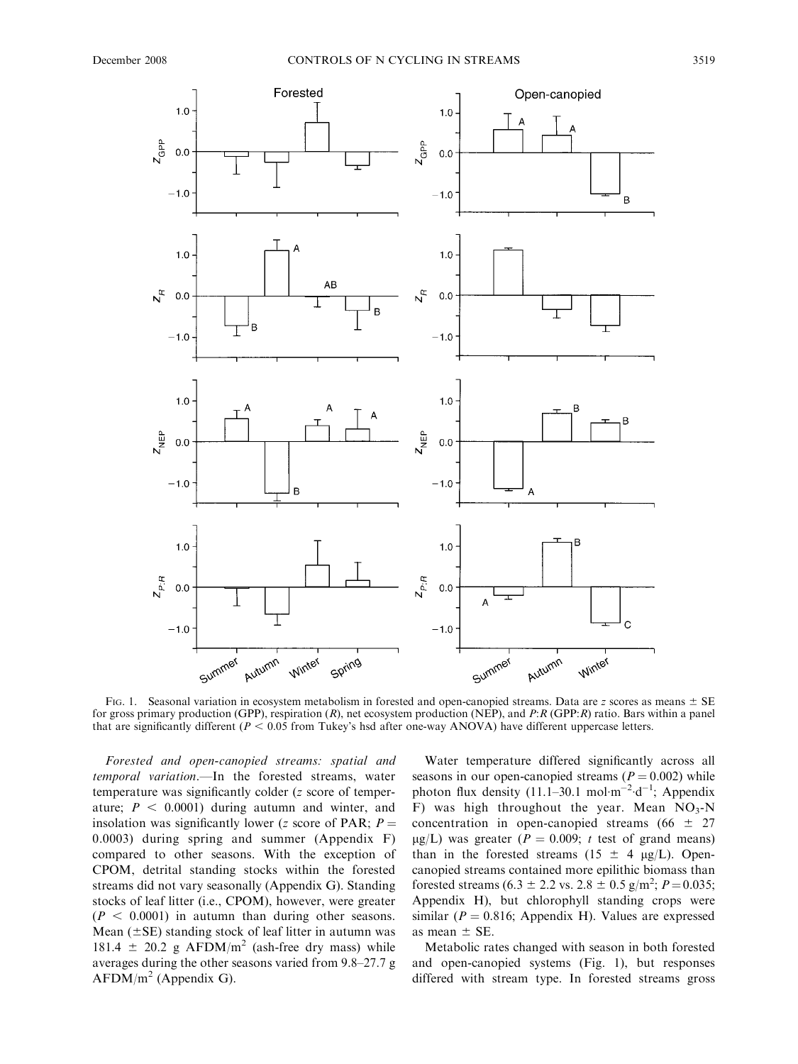FIG. 1. Seasonal variation in ecosystem metabolism in forested and open-canopied streams. Data are $z$ scores as means ± SE for gross primary production (GPP), respiration ($R$), net ecosystem production (NEP), and $P$:$R$ (GPP:$R$) ratio. Bars within a panel that are significantly different ($P < 0.05$ from Tukey's hsd after one-way ANOVA) have different uppercase letters.

*Forested and open-canopied streams: spatial and temporal variation.*—In the forested streams, water temperature was significantly colder ($z$ score of temperature; $P < 0.0001$) during autumn and winter, and insolation was significantly lower ($z$ score of PAR; $P = 0.0003$) during spring and summer (Appendix F) compared to other seasons. With the exception of CPOM, detrital standing stocks within the forested streams did not vary seasonally (Appendix G). Standing stocks of leaf litter (i.e., CPOM), however, were greater ($P < 0.0001$) in autumn than during other seasons. Mean (±SE) standing stock of leaf litter in autumn was 181.4 ± 20.2 g AFDM/$m^2$ (ash-free dry mass) while averages during the other seasons varied from 9.8–27.7 g AFDM/$m^2$ (Appendix G).

Water temperature differed significantly across all seasons in our open-canopied streams ($P = 0.002$) while photon flux density (11.1–30.1 mol·$m^{-2}$·$d^{-1}$; Appendix F) was high throughout the year. Mean $NO_3$-N concentration in open-canopied streams (66 ± 27 μg/L) was greater ($P = 0.009$; $t$ test of grand means) than in the forested streams (15 ± 4 μg/L). Open-canopied streams contained more epilithic biomass than forested streams (6.3 ± 2.2 vs. 2.8 ± 0.5 g/$m^2$; $P = 0.035$; Appendix H), but chlorophyll standing crops were similar ($P = 0.816$; Appendix H). Values are expressed as mean ± SE.

Metabolic rates changed with season in both forested and open-canopied systems (Fig. 1), but responses differed with stream type. In forested streams gross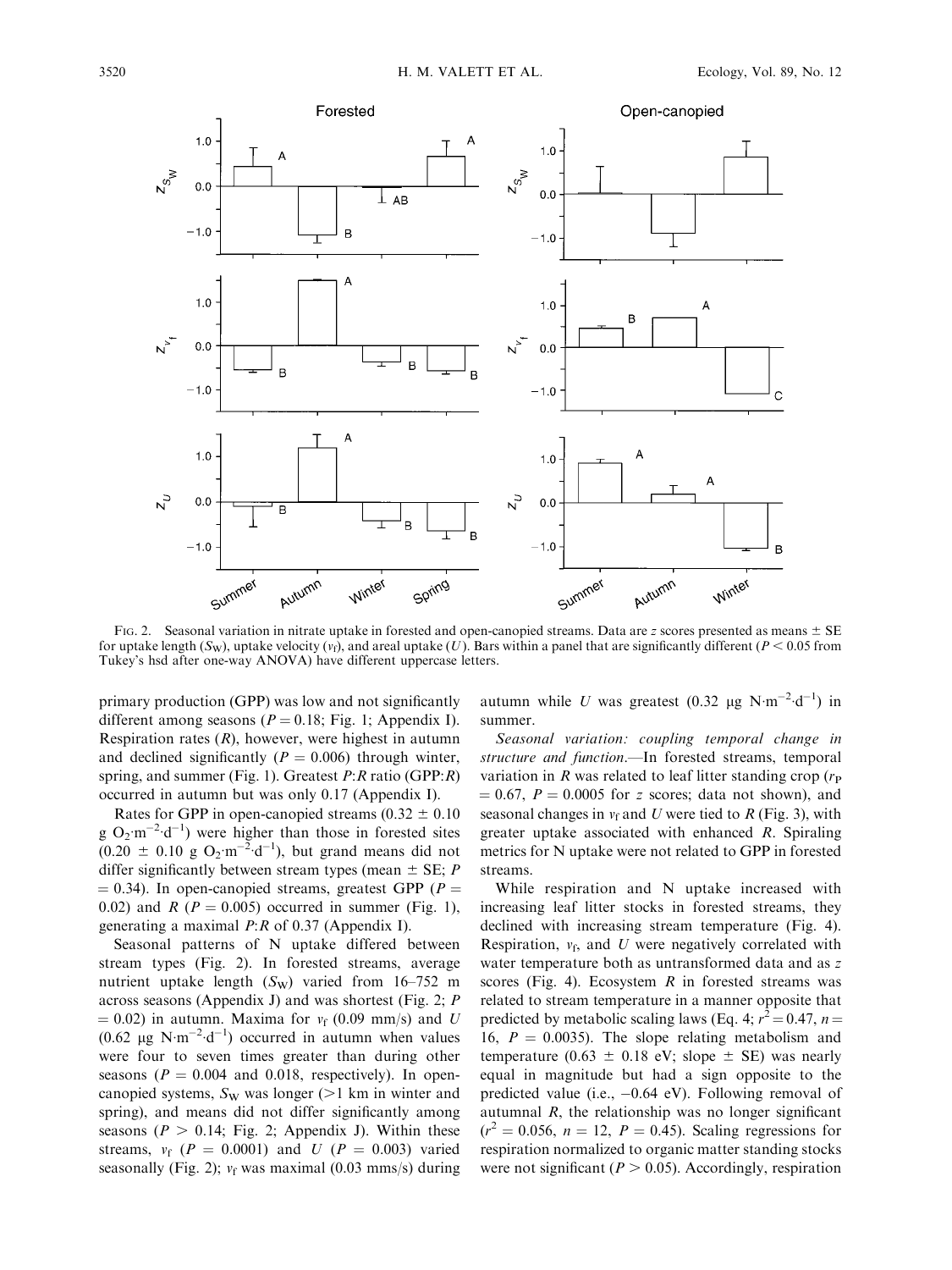FIG. 2. Seasonal variation in nitrate uptake in forested and open-canopied streams. Data are $z$ scores presented as means ± SE for uptake length ($S_W$), uptake velocity ($v_f$), and areal uptake ($U$). Bars within a panel that are significantly different ($P < 0.05$ from Tukey's hsd after one-way ANOVA) have different uppercase letters.

primary production (GPP) was low and not significantly different among seasons ($P = 0.18$; Fig. 1; Appendix I). Respiration rates ($R$), however, were highest in autumn and declined significantly ($P = 0.006$) through winter, spring, and summer (Fig. 1). Greatest $P$:$R$ ratio (GPP:$R$) occurred in autumn but was only 0.17 (Appendix I).

Rates for GPP in open-canopied streams ($0.32 \pm 0.10$ g $O_2 \cdot m^{-2} \cdot d^{-1}$) were higher than those in forested sites ($0.20 \pm 0.10$ g $O_2 \cdot m^{-2} \cdot d^{-1}$), but grand means did not differ significantly between stream types (mean ± SE; $P = 0.34$). In open-canopied streams, greatest GPP ($P = 0.02$) and $R$ ($P = 0.005$) occurred in summer (Fig. 1), generating a maximal $P$:$R$ of 0.37 (Appendix I).

Seasonal patterns of N uptake differed between stream types (Fig. 2). In forested streams, average nutrient uptake length ($S_W$) varied from 16–752 m across seasons (Appendix J) and was shortest (Fig. 2; $P = 0.02$) in autumn. Maxima for $v_f$ (0.09 mm/s) and $U$ (0.62 μg $N \cdot m^{-2} \cdot d^{-1}$) occurred in autumn when values were four to seven times greater than during other seasons ($P = 0.004$ and 0.018, respectively). In open-canopied systems, $S_W$ was longer (>1 km in winter and spring), and means did not differ significantly among seasons ($P > 0.14$; Fig. 2; Appendix J). Within these streams, $v_f$ ($P = 0.0001$) and $U$ ($P = 0.003$) varied seasonally (Fig. 2); $v_f$ was maximal (0.03 mms/s) during autumn while $U$ was greatest (0.32 μg $N \cdot m^{-2} \cdot d^{-1}$) in summer.

*Seasonal variation: coupling temporal change in structure and function.*—In forested streams, temporal variation in $R$ was related to leaf litter standing crop ($r_P = 0.67$, $P = 0.0005$ for $z$ scores; data not shown), and seasonal changes in $v_f$ and $U$ were tied to $R$ (Fig. 3), with greater uptake associated with enhanced $R$. Spiraling metrics for N uptake were not related to GPP in forested streams.

While respiration and N uptake increased with increasing leaf litter stocks in forested streams, they declined with increasing stream temperature (Fig. 4). Respiration, $v_f$, and $U$ were negatively correlated with water temperature both as untransformed data and as $z$ scores (Fig. 4). Ecosystem $R$ in forested streams was related to stream temperature in a manner opposite that predicted by metabolic scaling laws (Eq. 4; $r^2 = 0.47$, $n = 16$, $P = 0.0035$). The slope relating metabolism and temperature ($0.63 \pm 0.18$ eV; slope ± SE) was nearly equal in magnitude but had a sign opposite to the predicted value (i.e., −0.64 eV). Following removal of autumnal $R$, the relationship was no longer significant ($r^2 = 0.056$, $n = 12$, $P = 0.45$). Scaling regressions for respiration normalized to organic matter standing stocks were not significant ($P > 0.05$). Accordingly, respiration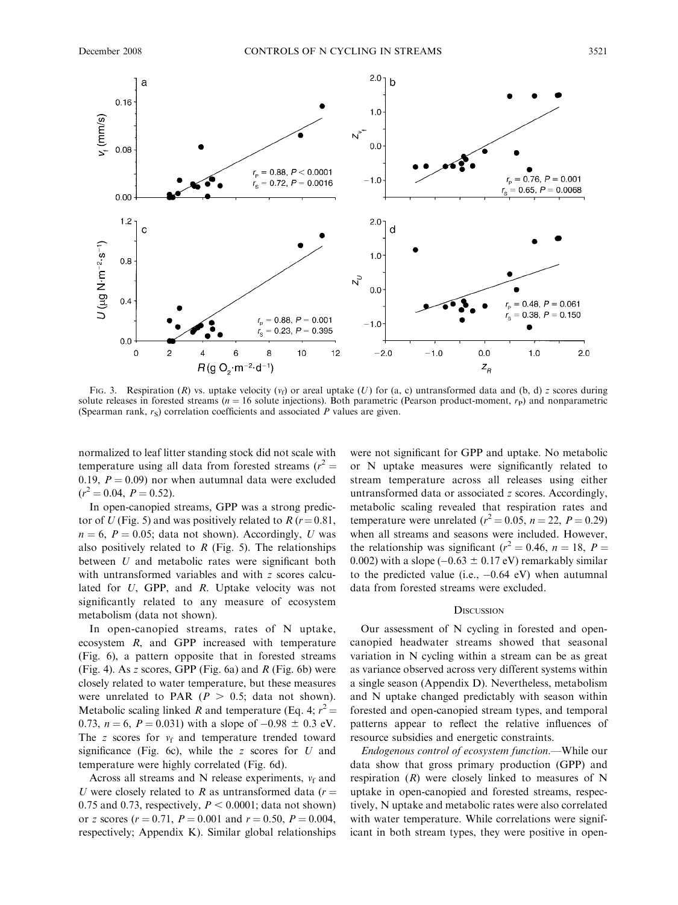FIG. 3. Respiration ($R$) vs. uptake velocity ($v_f$) or areal uptake ($U$) for (a, c) untransformed data and (b, d) $z$ scores during solute releases in forested streams ($n = 16$ solute injections). Both parametric (Pearson product-moment, $r_P$) and nonparametric (Spearman rank, $r_S$) correlation coefficients and associated $P$ values are given.

normalized to leaf litter standing stock did not scale with temperature using all data from forested streams ($r^2 = 0.19$, $P = 0.09$) nor when autumnal data were excluded ($r^2 = 0.04$, $P = 0.52$).

In open-canopied streams, GPP was a strong predictor of $U$ (Fig. 5) and was positively related to $R$ ($r = 0.81$, $n = 6$, $P = 0.05$; data not shown). Accordingly, $U$ was also positively related to $R$ (Fig. 5). The relationships between $U$ and metabolic rates were significant both with untransformed variables and with $z$ scores calculated for $U$, GPP, and $R$. Uptake velocity was not significantly related to any measure of ecosystem metabolism (data not shown).

In open-canopied streams, rates of N uptake, ecosystem $R$, and GPP increased with temperature (Fig. 6), a pattern opposite that in forested streams (Fig. 4). As $z$ scores, GPP (Fig. 6a) and $R$ (Fig. 6b) were closely related to water temperature, but these measures were unrelated to PAR ($P > 0.5$; data not shown). Metabolic scaling linked $R$ and temperature (Eq. 4; $r^2 = 0.73$, $n = 6$, $P = 0.031$) with a slope of $-0.98 \pm 0.3$ eV. The $z$ scores for $v_f$ and temperature trended toward significance (Fig. 6c), while the $z$ scores for $U$ and temperature were highly correlated (Fig. 6d).

Across all streams and N release experiments, $v_f$ and $U$ were closely related to $R$ as untransformed data ($r = 0.75$ and 0.73, respectively, $P < 0.0001$; data not shown) or $z$ scores ($r = 0.71$, $P = 0.001$ and $r = 0.50$, $P = 0.004$, respectively; Appendix K). Similar global relationships were not significant for GPP and uptake. No metabolic or N uptake measures were significantly related to stream temperature across all releases using either untransformed data or associated $z$ scores. Accordingly, metabolic scaling revealed that respiration rates and temperature were unrelated ($r^2 = 0.05$, $n = 22$, $P = 0.29$) when all streams and seasons were included. However, the relationship was significant ($r^2 = 0.46$, $n = 18$, $P = 0.002$) with a slope ($-0.63 \pm 0.17$ eV) remarkably similar to the predicted value (i.e., $-0.64$ eV) when autumnal data from forested streams were excluded.

## DISCUSSION

Our assessment of N cycling in forested and open-canopied headwater streams showed that seasonal variation in N cycling within a stream can be as great as variance observed across very different systems within a single season (Appendix D). Nevertheless, metabolism and N uptake changed predictably with season within forested and open-canopied stream types, and temporal patterns appear to reflect the relative influences of resource subsidies and energetic constraints.

*Endogenous control of ecosystem function.*—While our data show that gross primary production (GPP) and respiration ($R$) were closely linked to measures of N uptake in open-canopied and forested streams, respectively, N uptake and metabolic rates were also correlated with water temperature. While correlations were significant in both stream types, they were positive in open-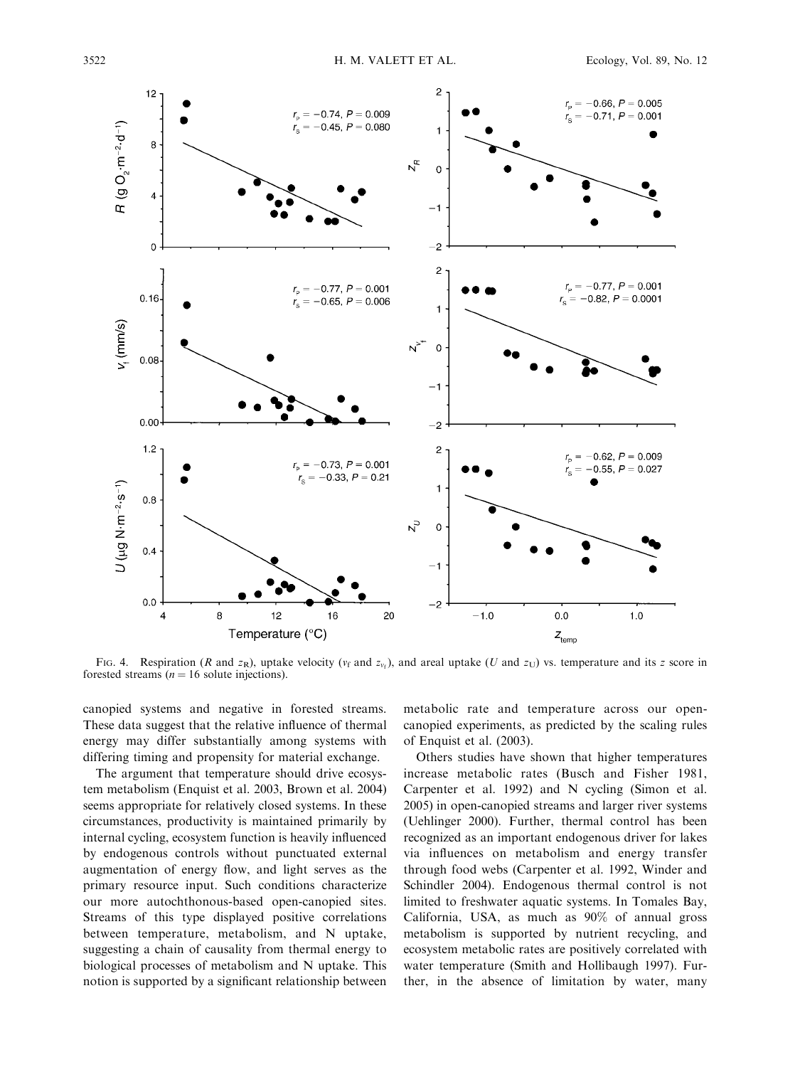FIG. 4. Respiration ($R$ and $z_R$), uptake velocity ($v_f$ and $z_{v_f}$), and areal uptake ($U$ and $z_U$) vs. temperature and its $z$ score in forested streams ($n = 16$ solute injections).

canopied systems and negative in forested streams. These data suggest that the relative influence of thermal energy may differ substantially among systems with differing timing and propensity for material exchange.

The argument that temperature should drive ecosystem metabolism (Enquist et al. 2003, Brown et al. 2004) seems appropriate for relatively closed systems. In these circumstances, productivity is maintained primarily by internal cycling, ecosystem function is heavily influenced by endogenous controls without punctuated external augmentation of energy flow, and light serves as the primary resource input. Such conditions characterize our more autochthonous-based open-canopied sites. Streams of this type displayed positive correlations between temperature, metabolism, and N uptake, suggesting a chain of causality from thermal energy to biological processes of metabolism and N uptake. This notion is supported by a significant relationship between metabolic rate and temperature across our open-canopied experiments, as predicted by the scaling rules of Enquist et al. (2003).

Others studies have shown that higher temperatures increase metabolic rates (Busch and Fisher 1981, Carpenter et al. 1992) and N cycling (Simon et al. 2005) in open-canopied streams and larger river systems (Uehlinger 2000). Further, thermal control has been recognized as an important endogenous driver for lakes via influences on metabolism and energy transfer through food webs (Carpenter et al. 1992, Winder and Schindler 2004). Endogenous thermal control is not limited to freshwater aquatic systems. In Tomales Bay, California, USA, as much as 90% of annual gross metabolism is supported by nutrient recycling, and ecosystem metabolic rates are positively correlated with water temperature (Smith and Hollibaugh 1997). Further, in the absence of limitation by water, many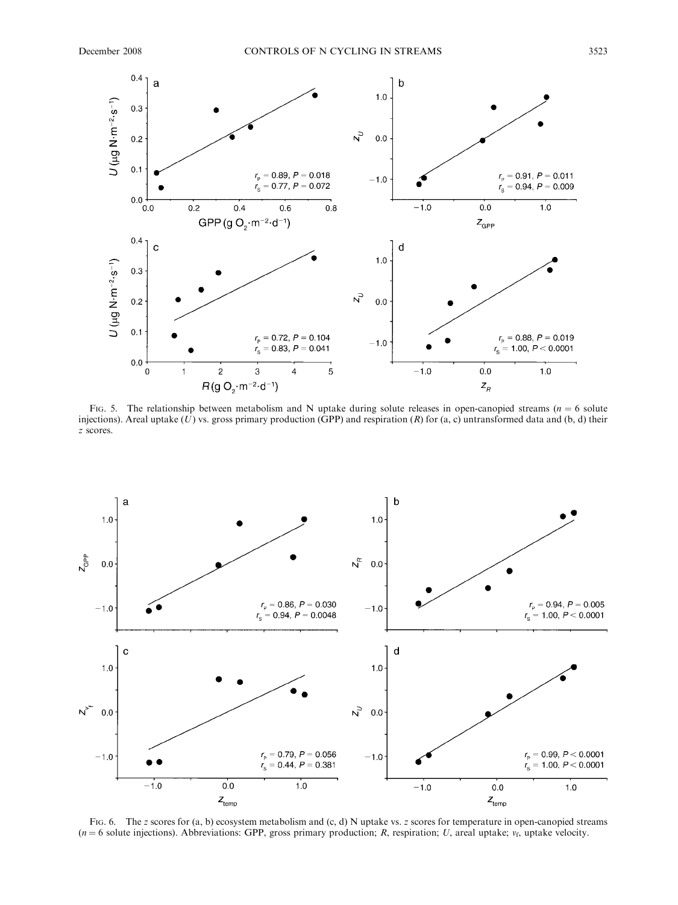FIG. 5. The relationship between metabolism and N uptake during solute releases in open-canopied streams ($n = 6$ solute injections). Areal uptake ($U$) vs. gross primary production (GPP) and respiration ($R$) for (a, c) untransformed data and (b, d) their $z$ scores.

FIG. 6. The $z$ scores for (a, b) ecosystem metabolism and (c, d) N uptake vs. $z$ scores for temperature in open-canopied streams ($n = 6$ solute injections). Abbreviations: GPP, gross primary production; $R$, respiration; $U$, areal uptake; $v_f$, uptake velocity.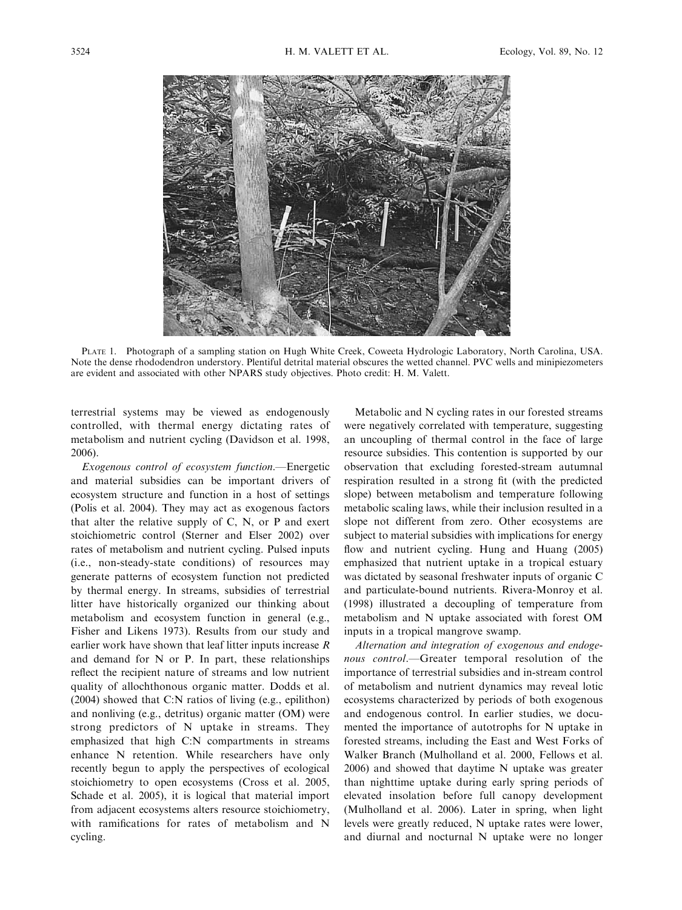PLATE 1. Photograph of a sampling station on Hugh White Creek, Coweeta Hydrologic Laboratory, North Carolina, USA. Note the dense rhododendron understory. Plentiful detrital material obscures the wetted channel. PVC wells and minipiezometers are evident and associated with other NPARS study objectives. Photo credit: H. M. Valett.

terrestrial systems may be viewed as endogenously controlled, with thermal energy dictating rates of metabolism and nutrient cycling (Davidson et al. 1998, 2006).

*Exogenous control of ecosystem function.*—Energetic and material subsidies can be important drivers of ecosystem structure and function in a host of settings (Polis et al. 2004). They may act as exogenous factors that alter the relative supply of C, N, or P and exert stoichiometric control (Sterner and Elser 2002) over rates of metabolism and nutrient cycling. Pulsed inputs (i.e., non-steady-state conditions) of resources may generate patterns of ecosystem function not predicted by thermal energy. In streams, subsidies of terrestrial litter have historically organized our thinking about metabolism and ecosystem function in general (e.g., Fisher and Likens 1973). Results from our study and earlier work have shown that leaf litter inputs increase *R* and demand for N or P. In part, these relationships reflect the recipient nature of streams and low nutrient quality of allochthonous organic matter. Dodds et al. (2004) showed that C:N ratios of living (e.g., epilithon) and nonliving (e.g., detritus) organic matter (OM) were strong predictors of N uptake in streams. They emphasized that high C:N compartments in streams enhance N retention. While researchers have only recently begun to apply the perspectives of ecological stoichiometry to open ecosystems (Cross et al. 2005, Schade et al. 2005), it is logical that material import from adjacent ecosystems alters resource stoichiometry, with ramifications for rates of metabolism and N cycling.

Metabolic and N cycling rates in our forested streams were negatively correlated with temperature, suggesting an uncoupling of thermal control in the face of large resource subsidies. This contention is supported by our observation that excluding forested-stream autumnal respiration resulted in a strong fit (with the predicted slope) between metabolism and temperature following metabolic scaling laws, while their inclusion resulted in a slope not different from zero. Other ecosystems are subject to material subsidies with implications for energy flow and nutrient cycling. Hung and Huang (2005) emphasized that nutrient uptake in a tropical estuary was dictated by seasonal freshwater inputs of organic C and particulate-bound nutrients. Rivera-Monroy et al. (1998) illustrated a decoupling of temperature from metabolism and N uptake associated with forest OM inputs in a tropical mangrove swamp.

*Alternation and integration of exogenous and endogenous control.*—Greater temporal resolution of the importance of terrestrial subsidies and in-stream control of metabolism and nutrient dynamics may reveal lotic ecosystems characterized by periods of both exogenous and endogenous control. In earlier studies, we documented the importance of autotrophs for N uptake in forested streams, including the East and West Forks of Walker Branch (Mulholland et al. 2000, Fellows et al. 2006) and showed that daytime N uptake was greater than nighttime uptake during early spring periods of elevated insolation before full canopy development (Mulholland et al. 2006). Later in spring, when light levels were greatly reduced, N uptake rates were lower, and diurnal and nocturnal N uptake were no longer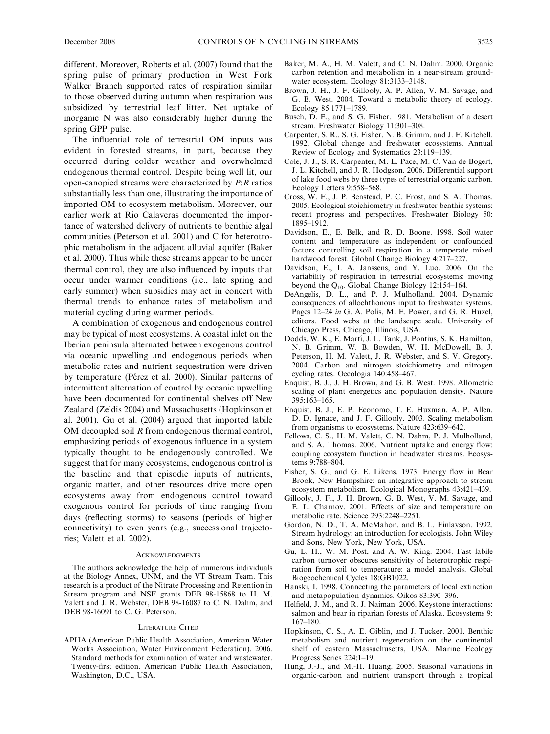different. Moreover, Roberts et al. (2007) found that the spring pulse of primary production in West Fork Walker Branch supported rates of respiration similar to those observed during autumn when respiration was subsidized by terrestrial leaf litter. Net uptake of inorganic N was also considerably higher during the spring GPP pulse.

The influential role of terrestrial OM inputs was evident in forested streams, in part, because they occurred during colder weather and overwhelmed endogenous thermal control. Despite being well lit, our open-canopied streams were characterized by $P$:$R$ ratios substantially less than one, illustrating the importance of imported OM to ecosystem metabolism. Moreover, our earlier work at Rio Calaveras documented the importance of watershed delivery of nutrients to benthic algal communities (Peterson et al. 2001) and C for heterotrophic metabolism in the adjacent alluvial aquifer (Baker et al. 2000). Thus while these streams appear to be under thermal control, they are also influenced by inputs that occur under warmer conditions (i.e., late spring and early summer) when subsidies may act in concert with thermal trends to enhance rates of metabolism and material cycling during warmer periods.

A combination of exogenous and endogenous control may be typical of most ecosystems. A coastal inlet on the Iberian peninsula alternated between exogenous control via oceanic upwelling and endogenous periods when metabolic rates and nutrient sequestration were driven by temperature (Pérez et al. 2000). Similar patterns of intermittent alternation of control by oceanic upwelling have been documented for continental shelves off New Zealand (Zeldis 2004) and Massachusetts (Hopkinson et al. 2001). Gu et al. (2004) argued that imported labile OM decoupled soil $R$ from endogenous thermal control, emphasizing periods of exogenous influence in a system typically thought to be endogenously controlled. We suggest that for many ecosystems, endogenous control is the baseline and that episodic inputs of nutrients, organic matter, and other resources drive more open ecosystems away from endogenous control toward exogenous control for periods of time ranging from days (reflecting storms) to seasons (periods of higher connectivity) to even years (e.g., successional trajectories; Valett et al. 2002).

## Acknowledgments

The authors acknowledge the help of numerous individuals at the Biology Annex, UNM, and the VT Stream Team. This research is a product of the Nitrate Processing and Retention in Stream program and NSF grants DEB 98-15868 to H. M. Valett and J. R. Webster, DEB 98-16087 to C. N. Dahm, and DEB 98-16091 to C. G. Peterson.

## Literature Cited

APHA (American Public Health Association, American Water Works Association, Water Environment Federation). 2006. Standard methods for examination of water and wastewater. Twenty-first edition. American Public Health Association, Washington, D.C., USA.

Baker, M. A., H. M. Valett, and C. N. Dahm. 2000. Organic carbon retention and metabolism in a near-stream groundwater ecosystem. Ecology 81:3133–3148.

Brown, J. H., J. F. Gillooly, A. P. Allen, V. M. Savage, and G. B. West. 2004. Toward a metabolic theory of ecology. Ecology 85:1771–1789.

Busch, D. E., and S. G. Fisher. 1981. Metabolism of a desert stream. Freshwater Biology 11:301–308.

Carpenter, S. R., S. G. Fisher, N. B. Grimm, and J. F. Kitchell. 1992. Global change and freshwater ecosystems. Annual Review of Ecology and Systematics 23:119–139.

Cole, J. J., S. R. Carpenter, M. L. Pace, M. C. Van de Bogert, J. L. Kitchell, and J. R. Hodgson. 2006. Differential support of lake food webs by three types of terrestrial organic carbon. Ecology Letters 9:558–568.

Cross, W. F., J. P. Benstead, P. C. Frost, and S. A. Thomas. 2005. Ecological stoichiometry in freshwater benthic systems: recent progress and perspectives. Freshwater Biology 50: 1895–1912.

Davidson, E., E. Belk, and R. D. Boone. 1998. Soil water content and temperature as independent or confounded factors controlling soil respiration in a temperate mixed hardwood forest. Global Change Biology 4:217–227.

Davidson, E., I. A. Janssens, and Y. Luo. 2006. On the variability of respiration in terrestrial ecosystems: moving beyond the $Q_{10}$. Global Change Biology 12:154–164.

DeAngelis, D. L., and P. J. Mulholland. 2004. Dynamic consequences of allochthonous input to freshwater systems. Pages 12–24 *in* G. A. Polis, M. E. Power, and G. R. Huxel, editors. Food webs at the landscape scale. University of Chicago Press, Chicago, Illinois, USA.

Dodds, W. K., E. Martí, J. L. Tank, J. Pontius, S. K. Hamilton, N. B. Grimm, W. B. Bowden, W. H. McDowell, B. J. Peterson, H. M. Valett, J. R. Webster, and S. V. Gregory. 2004. Carbon and nitrogen stoichiometry and nitrogen cycling rates. Oecologia 140:458–467.

Enquist, B. J., J. H. Brown, and G. B. West. 1998. Allometric scaling of plant energetics and population density. Nature 395:163–165.

Enquist, B. J., E. P. Economo, T. E. Huxman, A. P. Allen, D. D. Ignace, and J. F. Gillooly. 2003. Scaling metabolism from organisms to ecosystems. Nature 423:639–642.

Fellows, C. S., H. M. Valett, C. N. Dahm, P. J. Mulholland, and S. A. Thomas. 2006. Nutrient uptake and energy flow: coupling ecosystem function in headwater streams. Ecosystems 9:788–804.

Fisher, S. G., and G. E. Likens. 1973. Energy flow in Bear Brook, New Hampshire: an integrative approach to stream ecosystem metabolism. Ecological Monographs 43:421–439.

Gillooly, J. F., J. H. Brown, G. B. West, V. M. Savage, and E. L. Charnov. 2001. Effects of size and temperature on metabolic rate. Science 293:2248–2251.

Gordon, N. D., T. A. McMahon, and B. L. Finlayson. 1992. Stream hydrology: an introduction for ecologists. John Wiley and Sons, New York, New York, USA.

Gu, L. H., W. M. Post, and A. W. King. 2004. Fast labile carbon turnover obscures sensitivity of heterotrophic respiration from soil to temperature: a model analysis. Global Biogeochemical Cycles 18:GB1022.

Hanski, I. 1998. Connecting the parameters of local extinction and metapopulation dynamics. Oikos 83:390–396.

Helfield, J. M., and R. J. Naiman. 2006. Keystone interactions: salmon and bear in riparian forests of Alaska. Ecosystems 9: 167–180.

Hopkinson, C. S., A. E. Giblin, and J. Tucker. 2001. Benthic metabolism and nutrient regeneration on the continental shelf of eastern Massachusetts, USA. Marine Ecology Progress Series 224:1–19.

Hung, J.-J., and M.-H. Huang. 2005. Seasonal variations in organic-carbon and nutrient transport through a tropical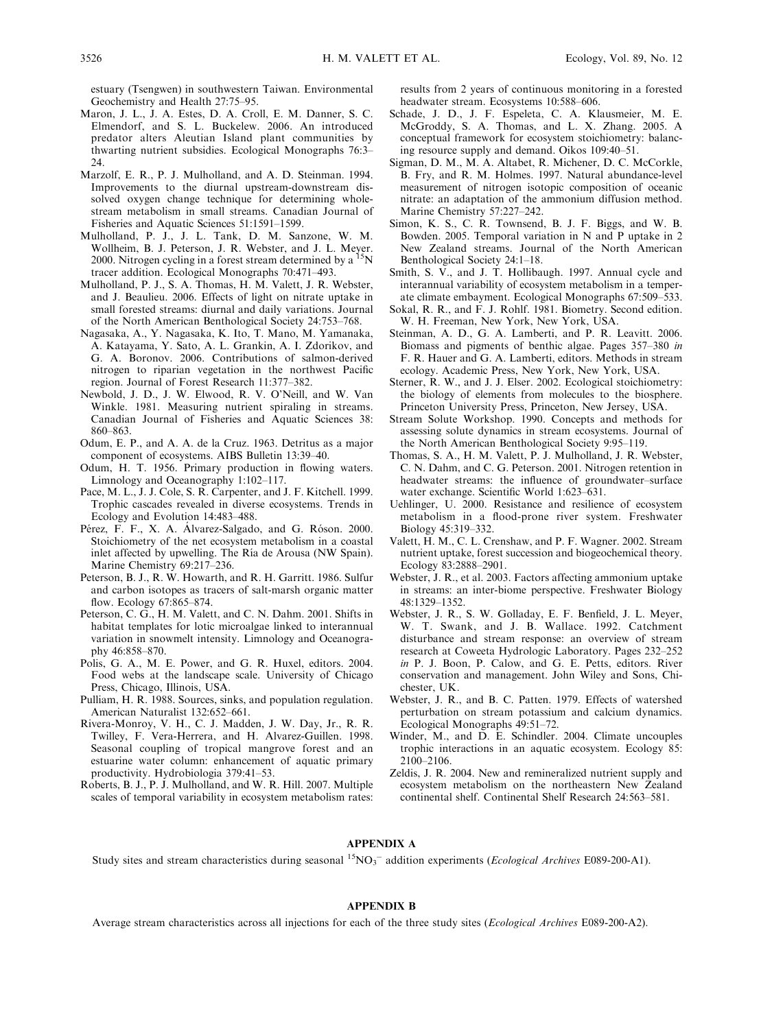estuary (Tsengwen) in southwestern Taiwan. Environmental Geochemistry and Health 27:75–95.

Maron, J. L., J. A. Estes, D. A. Croll, E. M. Danner, S. C. Elmendorf, and S. L. Buckelew. 2006. An introduced predator alters Aleutian Island plant communities by thwarting nutrient subsidies. Ecological Monographs 76:3–24.

Marzolf, E. R., P. J. Mulholland, and A. D. Steinman. 1994. Improvements to the diurnal upstream-downstream dissolved oxygen change technique for determining whole-stream metabolism in small streams. Canadian Journal of Fisheries and Aquatic Sciences 51:1591–1599.

Mulholland, P. J., J. L. Tank, D. M. Sanzone, W. M. Wollheim, B. J. Peterson, J. R. Webster, and J. L. Meyer. 2000. Nitrogen cycling in a forest stream determined by a $^{15}N$ tracer addition. Ecological Monographs 70:471–493.

Mulholland, P. J., S. A. Thomas, H. M. Valett, J. R. Webster, and J. Beaulieu. 2006. Effects of light on nitrate uptake in small forested streams: diurnal and daily variations. Journal of the North American Benthological Society 24:753–768.

Nagasaka, A., Y. Nagasaka, K. Ito, T. Mano, M. Yamanaka, A. Katayama, Y. Sato, A. L. Grankin, A. I. Zdorikov, and G. A. Boronov. 2006. Contributions of salmon-derived nitrogen to riparian vegetation in the northwest Pacific region. Journal of Forest Research 11:377–382.

Newbold, J. D., J. W. Elwood, R. V. O'Neill, and W. Van Winkle. 1981. Measuring nutrient spiraling in streams. Canadian Journal of Fisheries and Aquatic Sciences 38: 860–863.

Odum, E. P., and A. A. de la Cruz. 1963. Detritus as a major component of ecosystems. AIBS Bulletin 13:39–40.

Odum, H. T. 1956. Primary production in flowing waters. Limnology and Oceanography 1:102–117.

Pace, M. L., J. J. Cole, S. R. Carpenter, and J. F. Kitchell. 1999. Trophic cascades revealed in diverse ecosystems. Trends in Ecology and Evolution 14:483–488.

Pérez, F. F., X. A. Álvarez-Salgado, and G. Róson. 2000. Stoichiometry of the net ecosystem metabolism in a coastal inlet affected by upwelling. The Ría de Arousa (NW Spain). Marine Chemistry 69:217–236.

Peterson, B. J., R. W. Howarth, and R. H. Garritt. 1986. Sulfur and carbon isotopes as tracers of salt-marsh organic matter flow. Ecology 67:865–874.

Peterson, C. G., H. M. Valett, and C. N. Dahm. 2001. Shifts in habitat templates for lotic microalgae linked to interannual variation in snowmelt intensity. Limnology and Oceanography 46:858–870.

Polis, G. A., M. E. Power, and G. R. Huxel, editors. 2004. Food webs at the landscape scale. University of Chicago Press, Chicago, Illinois, USA.

Pulliam, H. R. 1988. Sources, sinks, and population regulation. American Naturalist 132:652–661.

Rivera-Monroy, V. H., C. J. Madden, J. W. Day, Jr., R. R. Twilley, F. Vera-Herrera, and H. Alvarez-Guillen. 1998. Seasonal coupling of tropical mangrove forest and an estuarine water column: enhancement of aquatic primary productivity. Hydrobiologia 379:41–53.

Roberts, B. J., P. J. Mulholland, and W. R. Hill. 2007. Multiple scales of temporal variability in ecosystem metabolism rates: results from 2 years of continuous monitoring in a forested headwater stream. Ecosystems 10:588–606.

Schade, J. D., J. F. Espeleta, C. A. Klausmeier, M. E. McGroddy, S. A. Thomas, and L. X. Zhang. 2005. A conceptual framework for ecosystem stoichiometry: balancing resource supply and demand. Oikos 109:40–51.

Sigman, D. M., M. A. Altabet, R. Michener, D. C. McCorkle, B. Fry, and R. M. Holmes. 1997. Natural abundance-level measurement of nitrogen isotopic composition of oceanic nitrate: an adaptation of the ammonium diffusion method. Marine Chemistry 57:227–242.

Simon, K. S., C. R. Townsend, B. J. F. Biggs, and W. B. Bowden. 2005. Temporal variation in N and P uptake in 2 New Zealand streams. Journal of the North American Benthological Society 24:1–18.

Smith, S. V., and J. T. Hollibaugh. 1997. Annual cycle and interannual variability of ecosystem metabolism in a temperate climate embayment. Ecological Monographs 67:509–533.

Sokal, R. R., and F. J. Rohlf. 1981. Biometry. Second edition. W. H. Freeman, New York, New York, USA.

Steinman, A. D., G. A. Lamberti, and P. R. Leavitt. 2006. Biomass and pigments of benthic algae. Pages 357–380 *in* F. R. Hauer and G. A. Lamberti, editors. Methods in stream ecology. Academic Press, New York, New York, USA.

Sterner, R. W., and J. J. Elser. 2002. Ecological stoichiometry: the biology of elements from molecules to the biosphere. Princeton University Press, Princeton, New Jersey, USA.

Stream Solute Workshop. 1990. Concepts and methods for assessing solute dynamics in stream ecosystems. Journal of the North American Benthological Society 9:95–119.

Thomas, S. A., H. M. Valett, P. J. Mulholland, J. R. Webster, C. N. Dahm, and C. G. Peterson. 2001. Nitrogen retention in headwater streams: the influence of groundwater–surface water exchange. Scientific World 1:623–631.

Uehlinger, U. 2000. Resistance and resilience of ecosystem metabolism in a flood-prone river system. Freshwater Biology 45:319–332.

Valett, H. M., C. L. Crenshaw, and P. F. Wagner. 2002. Stream nutrient uptake, forest succession and biogeochemical theory. Ecology 83:2888–2901.

Webster, J. R., et al. 2003. Factors affecting ammonium uptake in streams: an inter-biome perspective. Freshwater Biology 48:1329–1352.

Webster, J. R., S. W. Golladay, E. F. Benfield, J. L. Meyer, W. T. Swank, and J. B. Wallace. 1992. Catchment disturbance and stream response: an overview of stream research at Coweeta Hydrologic Laboratory. Pages 232–252 *in* P. J. Boon, P. Calow, and G. E. Petts, editors. River conservation and management. John Wiley and Sons, Chichester, UK.

Webster, J. R., and B. C. Patten. 1979. Effects of watershed perturbation on stream potassium and calcium dynamics. Ecological Monographs 49:51–72.

Winder, M., and D. E. Schindler. 2004. Climate uncouples trophic interactions in an aquatic ecosystem. Ecology 85: 2100–2106.

Zeldis, J. R. 2004. New and remineralized nutrient supply and ecosystem metabolism on the northeastern New Zealand continental shelf. Continental Shelf Research 24:563–581.

## APPENDIX A

Study sites and stream characteristics during seasonal $^{15}NO_3^-$ addition experiments (*Ecological Archives* E089-200-A1).

## APPENDIX B

Average stream characteristics across all injections for each of the three study sites (*Ecological Archives* E089-200-A2).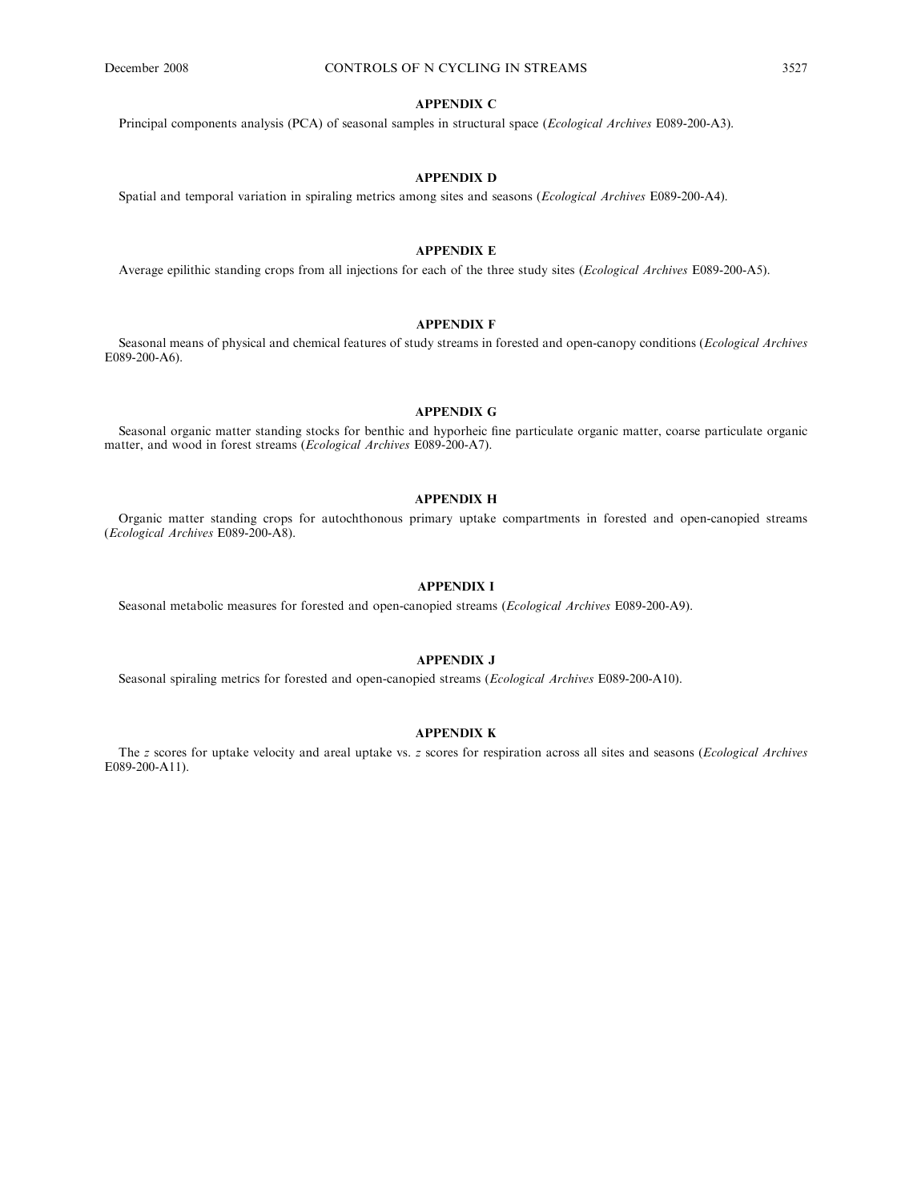## APPENDIX C

Principal components analysis (PCA) of seasonal samples in structural space (*Ecological Archives* E089-200-A3).

## APPENDIX D

Spatial and temporal variation in spiraling metrics among sites and seasons (*Ecological Archives* E089-200-A4).

## APPENDIX E

Average epilithic standing crops from all injections for each of the three study sites (*Ecological Archives* E089-200-A5).

## APPENDIX F

Seasonal means of physical and chemical features of study streams in forested and open-canopy conditions (*Ecological Archives* E089-200-A6).

## APPENDIX G

Seasonal organic matter standing stocks for benthic and hyporheic fine particulate organic matter, coarse particulate organic matter, and wood in forest streams (*Ecological Archives* E089-200-A7).

## APPENDIX H

Organic matter standing crops for autochthonous primary uptake compartments in forested and open-canopied streams (*Ecological Archives* E089-200-A8).

## APPENDIX I

Seasonal metabolic measures for forested and open-canopied streams (*Ecological Archives* E089-200-A9).

## APPENDIX J

Seasonal spiraling metrics for forested and open-canopied streams (*Ecological Archives* E089-200-A10).

## APPENDIX K

The $z$ scores for uptake velocity and areal uptake vs. $z$ scores for respiration across all sites and seasons (*Ecological Archives* E089-200-A11).